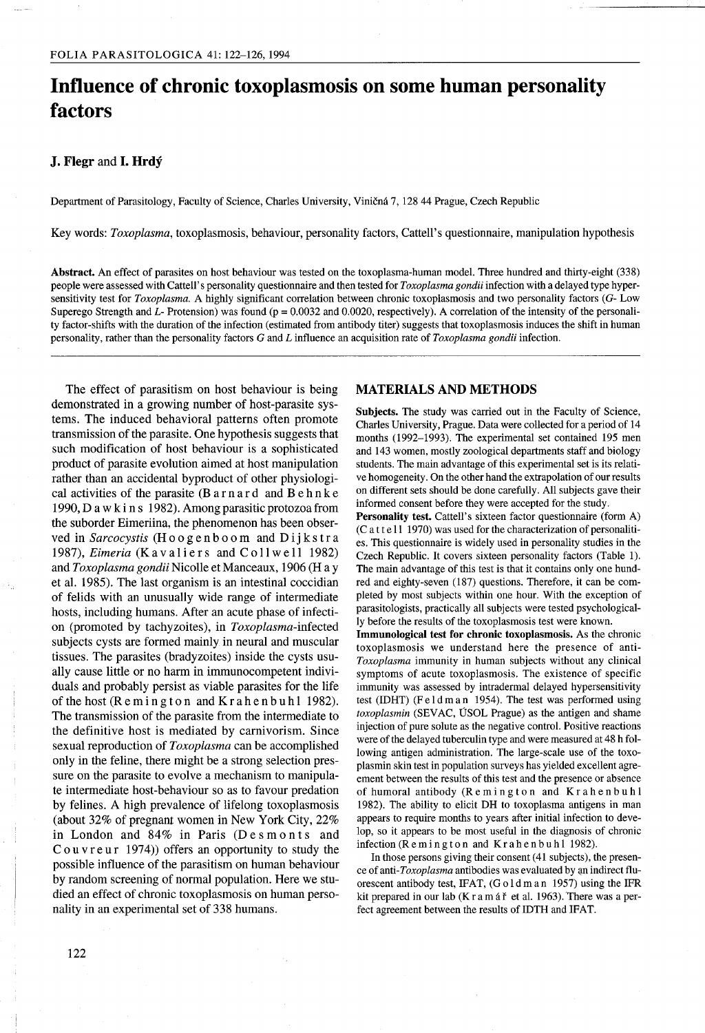# Influence of chronic toxoplasmosis on some human personality factors

**J. Flegr** and **I. Hrdý**

Department of Parasitology, Faculty of Science, Charles University, Viničná 7, 128 44 Prague, Czech Republic

Key words: *Toxoplasma*, toxoplasmosis, behaviour, personality factors, Cattell's questionnaire, manipulation hypothesis

**Abstract.** An effect of parasites on host behaviour was tested on the toxoplasma-human model. Three hundred and thirty-eight (338) people were assessed with Cattell's personality questionnaire and then tested for *Toxoplasma gondii* infection with a delayed type hypersensitivity test for *Toxoplasma*. A highly significant correlation between chronic toxoplasmosis and two personality factors (*G*- Low Superego Strength and *L*- Protension) was found ($p = 0.0032$ and $0.0020$, respectively). A correlation of the intensity of the personality factor-shifts with the duration of the infection (estimated from antibody titer) suggests that toxoplasmosis induces the shift in human personality, rather than the personality factors *G* and *L* influence an acquisition rate of *Toxoplasma gondii* infection.

The effect of parasitism on host behaviour is being demonstrated in a growing number of host-parasite systems. The induced behavioral patterns often promote transmission of the parasite. One hypothesis suggests that such modification of host behaviour is a sophisticated product of parasite evolution aimed at host manipulation rather than an accidental byproduct of other physiological activities of the parasite (Barnard and Behnke 1990, Dawkins 1982). Among parasitic protozoa from the suborder Eimeriina, the phenomenon has been observed in *Sarcocystis* (Hoogenboom and Dijkstra 1987), *Eimeria* (Kavaliers and Collwell 1982) and *Toxoplasma gondii* Nicolle et Manceaux, 1906 (Hay et al. 1985). The last organism is an intestinal coccidian of felids with an unusually wide range of intermediate hosts, including humans. After an acute phase of infection (promoted by tachyzoites), in *Toxoplasma*-infected subjects cysts are formed mainly in neural and muscular tissues. The parasites (bradyzoites) inside the cysts usually cause little or no harm in immunocompetent individuals and probably persist as viable parasites for the life of the host (Remington and Krahenbuhl 1982). The transmission of the parasite from the intermediate to the definitive host is mediated by carnivorism. Since sexual reproduction of *Toxoplasma* can be accomplished only in the feline, there might be a strong selection pressure on the parasite to evolve a mechanism to manipulate intermediate host-behaviour so as to favour predation by felines. A high prevalence of lifelong toxoplasmosis (about 32% of pregnant women in New York City, 22% in London and 84% in Paris (Desmonts and Couvreur 1974)) offers an opportunity to study the possible influence of the parasitism on human behaviour by random screening of normal population. Here we studied an effect of chronic toxoplasmosis on human personality in an experimental set of 338 humans.

## MATERIALS AND METHODS

**Subjects.** The study was carried out in the Faculty of Science, Charles University, Prague. Data were collected for a period of 14 months (1992–1993). The experimental set contained 195 men and 143 women, mostly zoological departments staff and biology students. The main advantage of this experimental set is its relative homogeneity. On the other hand the extrapolation of our results on different sets should be done carefully. All subjects gave their informed consent before they were accepted for the study.

**Personality test.** Cattell's sixteen factor questionnaire (form A) (Cattell 1970) was used for the characterization of personalities. This questionnaire is widely used in personality studies in the Czech Republic. It covers sixteen personality factors (Table 1). The main advantage of this test is that it contains only one hundred and eighty-seven (187) questions. Therefore, it can be completed by most subjects within one hour. With the exception of parasitologists, practically all subjects were tested psychologically before the results of the toxoplasmosis test were known.

**Immunological test for chronic toxoplasmosis.** As the chronic toxoplasmosis we understand here the presence of anti-*Toxoplasma* immunity in human subjects without any clinical symptoms of acute toxoplasmosis. The existence of specific immunity was assessed by intradermal delayed hypersensitivity test (IDHT) (Feldman 1954). The test was performed using *toxoplasmin* (SEVAC, ÚSOL Prague) as the antigen and shame injection of pure solute as the negative control. Positive reactions were of the delayed tuberculin type and were measured at 48 h following antigen administration. The large-scale use of the toxoplasmin skin test in population surveys has yielded excellent agreement between the results of this test and the presence or absence of humoral antibody (Remington and Krahenbuhl 1982). The ability to elicit DH to toxoplasma antigens in man appears to require months to years after initial infection to develop, so it appears to be most useful in the diagnosis of chronic infection (Remington and Krahenbuhl 1982).

In those persons giving their consent (41 subjects), the presence of anti-*Toxoplasma* antibodies was evaluated by an indirect fluorescent antibody test, IFAT, (Goldman 1957) using the IFR kit prepared in our lab (Kramář et al. 1963). There was a perfect agreement between the results of IDTH and IFAT.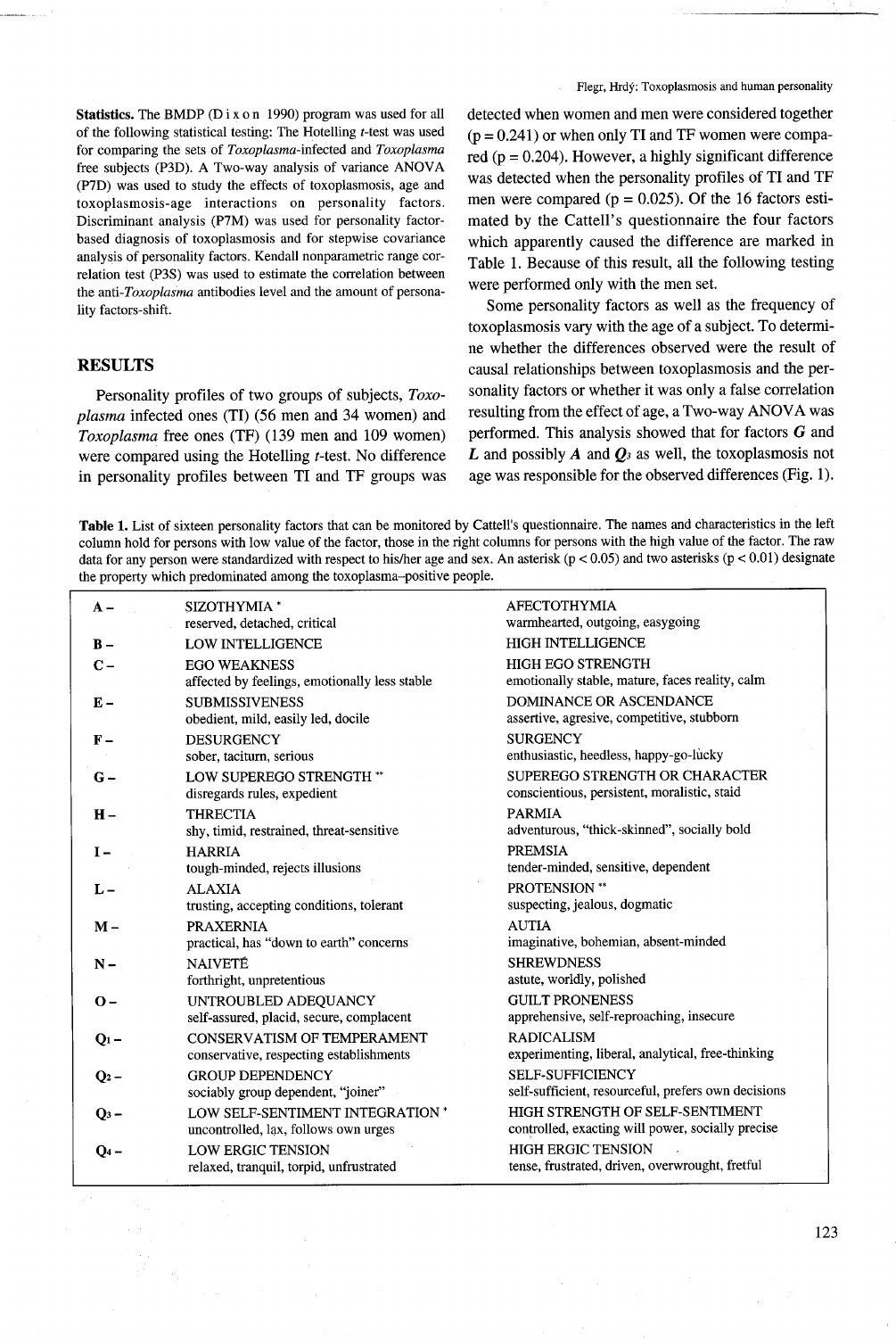**Statistics.** The BMDP (D i x o n 1990) program was used for all of the following statistical testing: The Hotelling *t*-test was used for comparing the sets of *Toxoplasma*-infected and *Toxoplasma* free subjects (P3D). A Two-way analysis of variance ANOVA (P7D) was used to study the effects of toxoplasmosis, age and toxoplasmosis-age interactions on personality factors. Discriminant analysis (P7M) was used for personality factor-based diagnosis of toxoplasmosis and for stepwise covariance analysis of personality factors. Kendall nonparametric range correlation test (P3S) was used to estimate the correlation between the anti-*Toxoplasma* antibodies level and the amount of personality factors-shift.

## RESULTS

Personality profiles of two groups of subjects, *Toxoplasma* infected ones (TI) (56 men and 34 women) and *Toxoplasma* free ones (TF) (139 men and 109 women) were compared using the Hotelling *t*-test. No difference in personality profiles between TI and TF groups was detected when women and men were considered together ($p = 0.241$) or when only TI and TF women were compared ($p = 0.204$). However, a highly significant difference was detected when the personality profiles of TI and TF men were compared ($p = 0.025$). Of the 16 factors estimated by the Cattell's questionnaire the four factors which apparently caused the difference are marked in Table 1. Because of this result, all the following testing were performed only with the men set.

Some personality factors as well as the frequency of toxoplasmosis vary with the age of a subject. To determine whether the differences observed were the result of causal relationships between toxoplasmosis and the personality factors or whether it was only a false correlation resulting from the effect of age, a Two-way ANOVA was performed. This analysis showed that for factors ***G*** and ***L*** and possibly ***A*** and $Q_3$ as well, the toxoplasmosis not age was responsible for the observed differences (Fig. 1).

**Table 1.** List of sixteen personality factors that can be monitored by Cattell's questionnaire. The names and characteristics in the left column hold for persons with low value of the factor, those in the right columns for persons with the high value of the factor. The raw data for any person were standardized with respect to his/her age and sex. An asterisk ($p < 0.05$) and two asterisks ($p < 0.01$) designate the property which predominated among the toxoplasma-positive people.

| Factor | Low value | High value |
|---|---|---|
| A – | SIZOTHYMIA * <br> reserved, detached, critical | AFECTOTHYMIA <br> warmhearted, outgoing, easygoing |
| B – | LOW INTELLIGENCE | HIGH INTELLIGENCE |
| C – | EGO WEAKNESS <br> affected by feelings, emotionally less stable | HIGH EGO STRENGTH <br> emotionally stable, mature, faces reality, calm |
| E – | SUBMISSIVENESS <br> obedient, mild, easily led, docile | DOMINANCE OR ASCENDANCE <br> assertive, agresive, competitive, stubborn |
| F – | DESURGENCY <br> sober, taciturn, serious | SURGENCY <br> enthusiastic, heedless, happy-go-lucky |
| G – | LOW SUPEREGO STRENGTH ** <br> disregards rules, expedient | SUPEREGO STRENGTH OR CHARACTER <br> conscientious, persistent, moralistic, staid |
| H – | THRECTIA <br> shy, timid, restrained, threat-sensitive | PARMIA <br> adventurous, "thick-skinned", socially bold |
| I – | HARRIA <br> tough-minded, rejects illusions | PREMSIA <br> tender-minded, sensitive, dependent |
| L – | ALAXIA <br> trusting, accepting conditions, tolerant | PROTENSION ** <br> suspecting, jealous, dogmatic |
| M – | PRAXERNIA <br> practical, has "down to earth" concerns | AUTIA <br> imaginative, bohemian, absent-minded |
| N – | NAIVETÉ <br> forthright, unpretentious | SHREWDNESS <br> astute, worldly, polished |
| O – | UNTROUBLED ADEQUANCY <br> self-assured, placid, secure, complacent | GUILT PRONENESS <br> apprehensive, self-reproaching, insecure |
| $Q_1$ – | CONSERVATISM OF TEMPERAMENT <br> conservative, respecting establishments | RADICALISM <br> experimenting, liberal, analytical, free-thinking |
| $Q_2$ – | GROUP DEPENDENCY <br> sociably group dependent, "joiner" | SELF-SUFFICIENCY <br> self-sufficient, resourceful, prefers own decisions |
| $Q_3$ – | LOW SELF-SENTIMENT INTEGRATION * <br> uncontrolled, lax, follows own urges | HIGH STRENGTH OF SELF-SENTIMENT <br> controlled, exacting will power, socially precise |
| $Q_4$ – | LOW ERGIC TENSION <br> relaxed, tranquil, torpid, unfrustrated | HIGH ERGIC TENSION <br> tense, frustrated, driven, overwrought, fretful |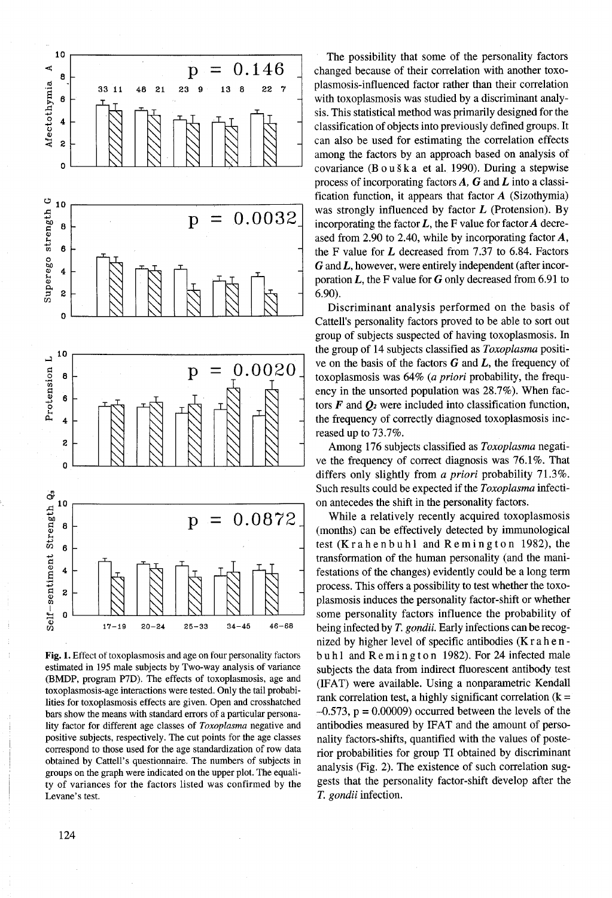Fig. 1. Effect of toxoplasmosis and age on four personality factors estimated in 195 male subjects by Two-way analysis of variance (BMDP, program P7D). The effects of toxoplasmosis, age and toxoplasmosis-age interactions were tested. Only the tail probabilities for toxoplasmosis effects are given. Open and crosshatched bars show the means with standard errors of a particular personality factor for different age classes of *Toxoplasma* negative and positive subjects, respectively. The cut points for the age classes correspond to those used for the age standardization of row data obtained by Cattell's questionnaire. The numbers of subjects in groups on the graph were indicated on the upper plot. The equality of variances for the factors listed was confirmed by the Levane's test.

The possibility that some of the personality factors changed because of their correlation with another toxoplasmosis-influenced factor rather than their correlation with toxoplasmosis was studied by a discriminant analysis. This statistical method was primarily designed for the classification of objects into previously defined groups. It can also be used for estimating the correlation effects among the factors by an approach based on analysis of covariance (Bouška et al. 1990). During a stepwise process of incorporating factors ***A***, ***G*** and ***L*** into a classification function, it appears that factor ***A*** (Sizothymia) was strongly influenced by factor ***L*** (Protension). By incorporating the factor ***L***, the F value for factor ***A*** decreased from 2.90 to 2.40, while by incorporating factor ***A***, the F value for ***L*** decreased from 7.37 to 6.84. Factors ***G*** and ***L***, however, were entirely independent (after incorporation ***L***, the F value for ***G*** only decreased from 6.91 to 6.90).

Discriminant analysis performed on the basis of Cattell's personality factors proved to be able to sort out group of subjects suspected of having toxoplasmosis. In the group of 14 subjects classified as *Toxoplasma* positive on the basis of the factors ***G*** and ***L***, the frequency of toxoplasmosis was 64% (*a priori* probability, the frequency in the unsorted population was 28.7%). When factors ***F*** and $Q_2$ were included into classification function, the frequency of correctly diagnosed toxoplasmosis increased up to 73.7%.

Among 176 subjects classified as *Toxoplasma* negative the frequency of correct diagnosis was 76.1%. That differs only slightly from *a priori* probability 71.3%. Such results could be expected if the *Toxoplasma* infection antecedes the shift in the personality factors.

While a relatively recently acquired toxoplasmosis (months) can be effectively detected by immunological test (Krahenbuhl and Remington 1982), the transformation of the human personality (and the manifestations of the changes) evidently could be a long term process. This offers a possibility to test whether the toxoplasmosis induces the personality factor-shift or whether some personality factors influence the probability of being infected by *T. gondii*. Early infections can be recognized by higher level of specific antibodies (Krahenbuhl and Remington 1982). For 24 infected male subjects the data from indirect fluorescent antibody test (IFAT) were available. Using a nonparametric Kendall rank correlation test, a highly significant correlation (k = –0.573, p = 0.00009) occurred between the levels of the antibodies measured by IFAT and the amount of personality factors-shifts, quantified with the values of posterior probabilities for group TI obtained by discriminant analysis (Fig. 2). The existence of such correlation suggests that the personality factor-shift develop after the *T. gondii* infection.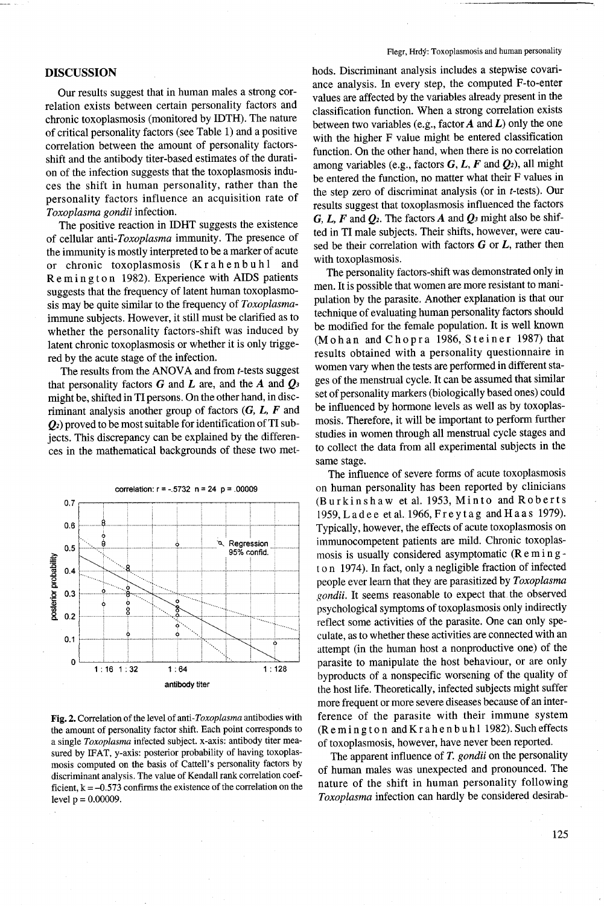## DISCUSSION

Our results suggest that in human males a strong correlation exists between certain personality factors and chronic toxoplasmosis (monitored by IDTH). The nature of critical personality factors (see Table 1) and a positive correlation between the amount of personality factors-shift and the antibody titer-based estimates of the duration of the infection suggests that the toxoplasmosis induces the shift in human personality, rather than the personality factors influence an acquisition rate of *Toxoplasma gondii* infection.

The positive reaction in IDHT suggests the existence of cellular anti-*Toxoplasma* immunity. The presence of the immunity is mostly interpreted to be a marker of acute or chronic toxoplasmosis (Krahenbuhl and Remington 1982). Experience with AIDS patients suggests that the frequency of latent human toxoplasmosis may be quite similar to the frequency of *Toxoplasma*-immune subjects. However, it still must be clarified as to whether the personality factors-shift was induced by latent chronic toxoplasmosis or whether it is only triggered by the acute stage of the infection.

The results from the ANOVA and from *t*-tests suggest that personality factors ***G*** and ***L*** are, and the ***A*** and $Q_3$ might be, shifted in TI persons. On the other hand, in discriminant analysis another group of factors (***G***, ***L***, ***F*** and $Q_2$) proved to be most suitable for identification of TI subjects. This discrepancy can be explained by the differences in the mathematical backgrounds of these two methods. Discriminant analysis includes a stepwise covariance analysis. In every step, the computed F-to-enter values are affected by the variables already present in the classification function. When a strong correlation exists between two variables (e.g., factor ***A*** and ***L***) only the one with the higher F value might be entered classification function. On the other hand, when there is no correlation among variables (e.g., factors ***G***, ***L***, ***F*** and $Q_2$), all might be entered the function, no matter what their F values in the step zero of discriminat analysis (or in *t*-tests). Our results suggest that toxoplasmosis influenced the factors ***G***, ***L***, ***F*** and $Q_2$. The factors ***A*** and $Q_3$ might also be shifted in TI male subjects. Their shifts, however, were caused be their correlation with factors ***G*** or ***L***, rather then with toxoplasmosis.

The personality factors-shift was demonstrated only in men. It is possible that women are more resistant to manipulation by the parasite. Another explanation is that our technique of evaluating human personality factors should be modified for the female population. It is well known (Mohan and Chopra 1986, Steiner 1987) that results obtained with a personality questionnaire in women vary when the tests are performed in different stages of the menstrual cycle. It can be assumed that similar set of personality markers (biologically based ones) could be influenced by hormone levels as well as by toxoplasmosis. Therefore, it will be important to perform further studies in women through all menstrual cycle stages and to collect the data from all experimental subjects in the same stage.

The influence of severe forms of acute toxoplasmosis on human personality has been reported by clinicians (Burkinshaw et al. 1953, Minto and Roberts 1959, Ladee et al. 1966, Freytag and Haas 1979). Typically, however, the effects of acute toxoplasmosis on immunocompetent patients are mild. Chronic toxoplasmosis is usually considered asymptomatic (Remington 1974). In fact, only a negligible fraction of infected people ever learn that they are parasitized by *Toxoplasma gondii*. It seems reasonable to expect that the observed psychological symptoms of toxoplasmosis only indirectly reflect some activities of the parasite. One can only speculate, as to whether these activities are connected with an attempt (in the human host a nonproductive one) of the parasite to manipulate the host behaviour, or are only byproducts of a nonspecific worsening of the quality of the host life. Theoretically, infected subjects might suffer more frequent or more severe diseases because of an interference of the parasite with their immune system (Remington and Krahenbuhl 1982). Such effects of toxoplasmosis, however, have never been reported.

The apparent influence of *T. gondii* on the personality of human males was unexpected and pronounced. The nature of the shift in human personality following *Toxoplasma* infection can hardly be considered desirab-

correlation: r = -.5732 n = 24 p = .00009

**Fig. 2.** Correlation of the level of anti-*Toxoplasma* antibodies with the amount of personality factor shift. Each point corresponds to a single *Toxoplasma* infected subject. x-axis: antibody titer measured by IFAT, y-axis: posterior probability of having toxoplasmosis computed on the basis of Cattell's personality factors by discriminant analysis. The value of Kendall rank correlation coefficient, k = −0.573 confirms the existence of the correlation on the level p = 0.00009.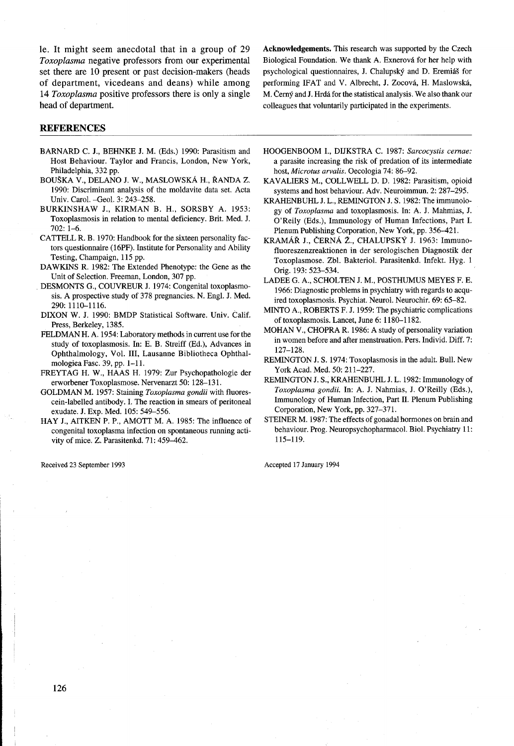le. It might seem anecdotal that in a group of 29 *Toxoplasma* negative professors from our experimental set there are 10 present or past decision-makers (heads of department, vicedeans and deans) while among 14 *Toxoplasma* positive professors there is only a single head of department.

**Acknowledgements.** This research was supported by the Czech Biological Foundation. We thank A. Exnerová for her help with psychological questionnaires, J. Chalupský and D. Eremiáš for performing IFAT and V. Albrecht, J. Zocová, H. Maslowská, M. Černý and J. Hrdá for the statistical analysis. We also thank our colleagues that voluntarily participated in the experiments.

## REFERENCES

BARNARD C. J., BEHNKE J. M. (Eds.) 1990: Parasitism and Host Behaviour. Taylor and Francis, London, New York, Philadelphia, 332 pp.

BOUŠKA V., DELANO J. W., MASLOWSKÁ H., ŘANDA Z. 1990: Discriminant analysis of the moldavite data set. Acta Univ. Carol. –Geol. 3: 243–258.

BURKINSHAW J., KIRMAN B. H., SORSBY A. 1953: Toxoplasmosis in relation to mental deficiency. Brit. Med. J. 702: 1–6.

CATTELL R. B. 1970: Handbook for the sixteen personality factors questionnaire (16PF). Institute for Personality and Ability Testing, Champaign, 115 pp.

DAWKINS R. 1982: The Extended Phenotype: the Gene as the Unit of Selection. Freeman, London, 307 pp.

DESMONTS G., COUVREUR J. 1974: Congenital toxoplasmosis. A prospective study of 378 pregnancies. N. Engl. J. Med. 290: 1110–1116.

DIXON W. J. 1990: BMDP Statistical Software. Univ. Calif. Press, Berkeley, 1385.

FELDMAN H. A. 1954: Laboratory methods in current use for the study of toxoplasmosis. In: E. B. Streiff (Ed.), Advances in Ophthalmology, Vol. III, Lausanne Bibliotheca Ophthalmologica Fasc. 39, pp. 1–11.

FREYTAG H. W., HAAS H. 1979: Zur Psychopathologie der erworbener Toxoplasmose. Nervenarzt 50: 128–131.

GOLDMAN M. 1957: Staining *Toxoplasma gondii* with fluorescein-labelled antibody. I. The reaction in smears of peritoneal exudate. J. Exp. Med. 105: 549–556.

HAY J., AITKEN P. P., AMOTT M. A. 1985: The influence of congenital toxoplasma infection on spontaneous running activity of mice. Z. Parasitenkd. 71: 459–462.

HOOGENBOOM I., DIJKSTRA C. 1987: *Sarcocystis cernae:* a parasite increasing the risk of predation of its intermediate host, *Microtus arvalis*. Oecologia 74: 86–92.

KAVALIERS M., COLLWELL D. D. 1982: Parasitism, opioid systems and host behaviour. Adv. Neuroimmun. 2: 287–295.

KRAHENBUHL J. L., REMINGTON J. S. 1982: The immunology of *Toxoplasma* and toxoplasmosis. In: A. J. Mahmias, J. O'Reily (Eds.), Immunology of Human Infections, Part I. Plenum Publishing Corporation, New York, pp. 356–421.

KRAMÁŘ J., ČERNÁ Ž., CHALUPSKÝ J. 1963: Immunofluoreszenzreaktionen in der serologischen Diagnostik der Toxoplasmose. Zbl. Bakteriol. Parasitenkd. Infekt. Hyg. 1 Orig. 193: 523–534.

LADEE G. A., SCHOLTEN J. M., POSTHUMUS MEYES F. E. 1966: Diagnostic problems in psychiatry with regards to acquired toxoplasmosis. Psychiat. Neurol. Neurochir. 69: 65–82.

MINTO A., ROBERTS F. J. 1959: The psychiatric complications of toxoplasmosis. Lancet, June 6: 1180–1182.

MOHAN V., CHOPRA R. 1986: A study of personality variation in women before and after menstruation. Pers. Individ. Diff. 7: 127–128.

REMINGTON J. S. 1974: Toxoplasmosis in the adult. Bull. New York Acad. Med. 50: 211–227.

REMINGTON J. S., KRAHENBUHL J. L. 1982: Immunology of *Toxoplasma gondii*. In: A. J. Nahmias, J. O'Reilly (Eds.), Immunology of Human Infection, Part II. Plenum Publishing Corporation, New York, pp. 327–371.

STEINER M. 1987: The effects of gonadal hormones on brain and behaviour. Prog. Neuropsychopharmacol. Biol. Psychiatry 11: 115–119.

Received 23 September 1993

Accepted 17 January 1994